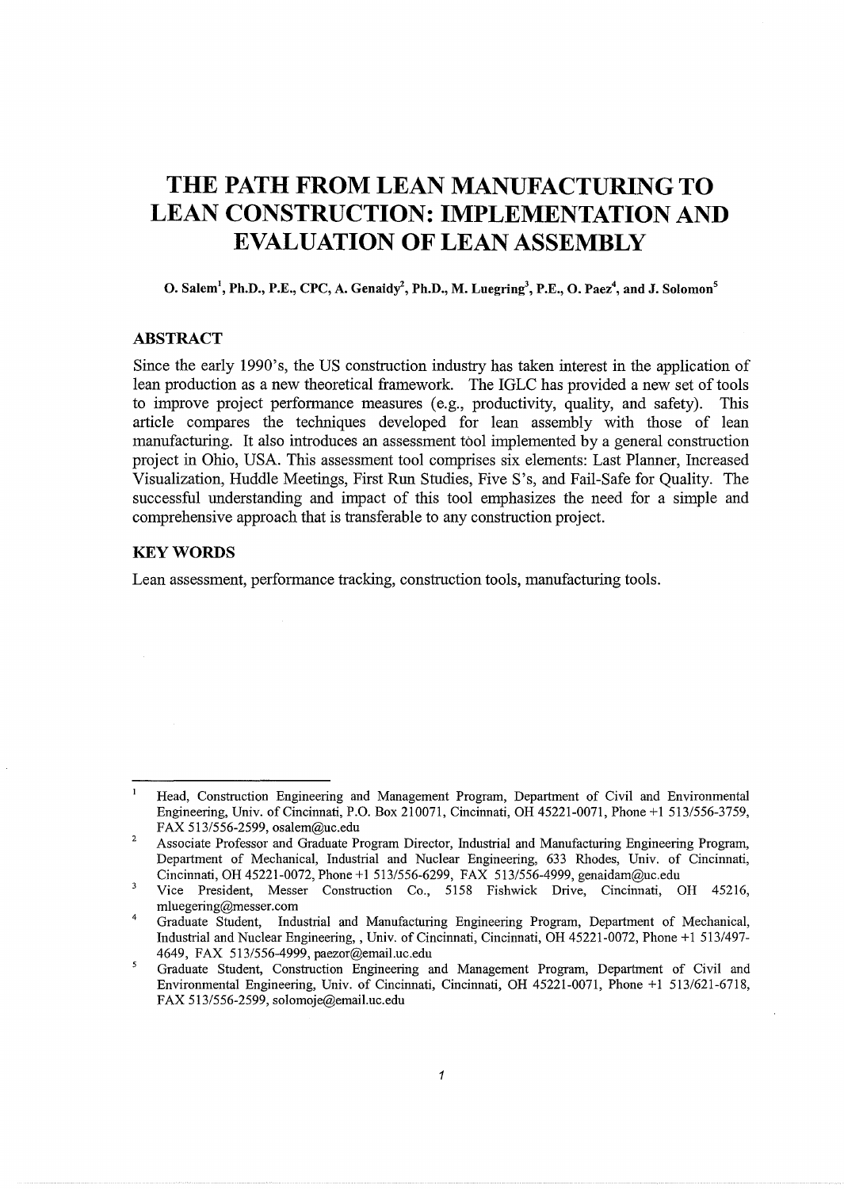# THE PATH FROM LEAN MANUFACTURING TO LEAN CONSTRUCTION: IMPLEMENTATION AND EVALUATION OF LEAN ASSEMBLY

**O. Salem[1], Ph.D., P.E., CPC, A. Genaidy[2], Ph.D., M. Luegring[3], P.E., O. Paez[4], and J. Solomon[5]**

## ABSTRACT

Since the early 1990's, the US construction industry has taken interest in the application of lean production as a new theoretical framework. The IGLC has provided a new set of tools to improve project performance measures (e.g., productivity, quality, and safety). This article compares the techniques developed for lean assembly with those of lean manufacturing. It also introduces an assessment tool implemented by a general construction project in Ohio, USA. This assessment tool comprises six elements: Last Planner, Increased Visualization, Huddle Meetings, First Run Studies, Five S's, and Fail-Safe for Quality. The successful understanding and impact of this tool emphasizes the need for a simple and comprehensive approach that is transferable to any construction project.

## KEY WORDS

Lean assessment, performance tracking, construction tools, manufacturing tools.

---

[1] Head, Construction Engineering and Management Program, Department of Civil and Environmental Engineering, Univ. of Cincinnati, P.O. Box 210071, Cincinnati, OH 45221-0071, Phone +1 513/556-3759, FAX 513/556-2599, osalem@uc.edu

[2] Associate Professor and Graduate Program Director, Industrial and Manufacturing Engineering Program, Department of Mechanical, Industrial and Nuclear Engineering, 633 Rhodes, Univ. of Cincinnati, Cincinnati, OH 45221-0072, Phone +1 513/556-6299, FAX 513/556-4999, genaidam@uc.edu

[3] Vice President, Messer Construction Co., 5158 Fishwick Drive, Cincinnati, OH 45216, mluegering@messer.com

[4] Graduate Student, Industrial and Manufacturing Engineering Program, Department of Mechanical, Industrial and Nuclear Engineering, , Univ. of Cincinnati, Cincinnati, OH 45221-0072, Phone +1 513/497-4649, FAX 513/556-4999, paezor@email.uc.edu

[5] Graduate Student, Construction Engineering and Management Program, Department of Civil and Environmental Engineering, Univ. of Cincinnati, Cincinnati, OH 45221-0071, Phone +1 513/621-6718, FAX 513/556-2599, solomoje@email.uc.edu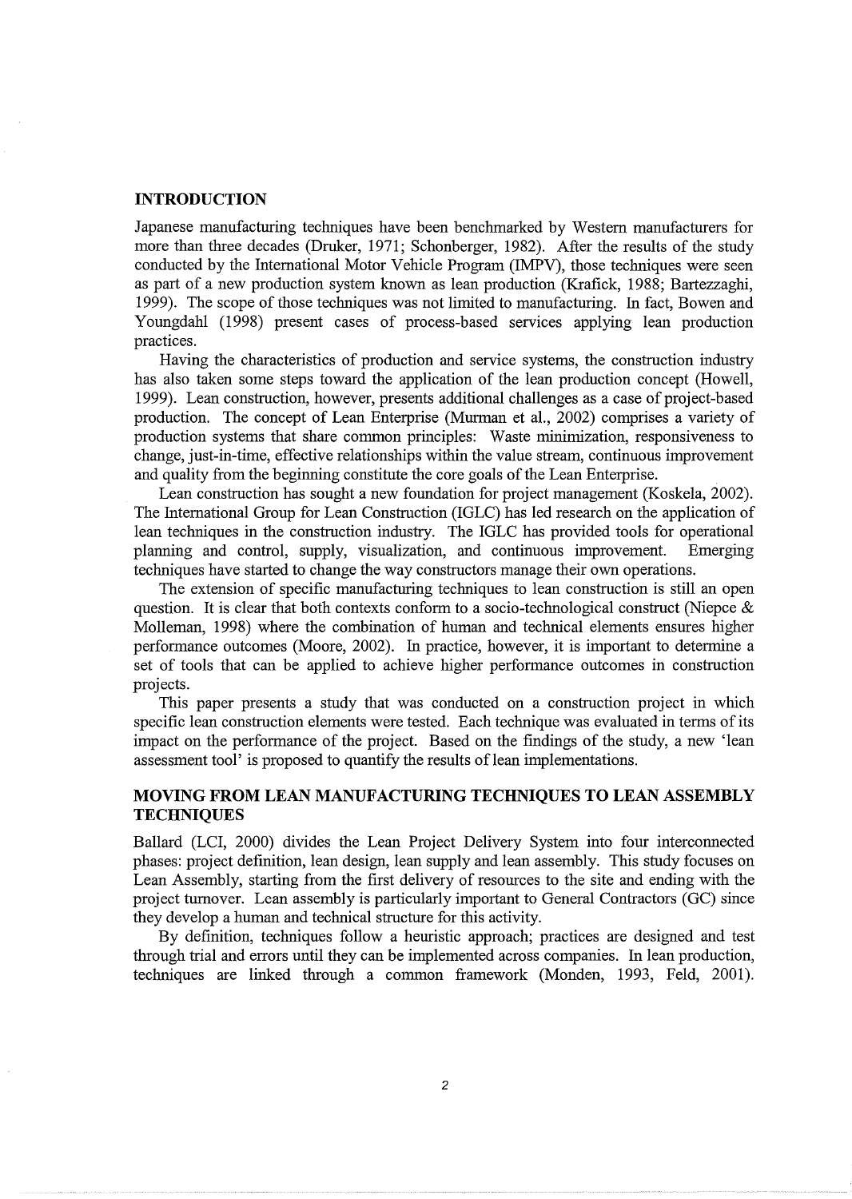## INTRODUCTION

Japanese manufacturing techniques have been benchmarked by Western manufacturers for more than three decades (Druker, 1971; Schonberger, 1982). After the results of the study conducted by the International Motor Vehicle Program (IMPV), those techniques were seen as part of a new production system known as lean production (Krafick, 1988; Bartezzaghi, 1999). The scope of those techniques was not limited to manufacturing. In fact, Bowen and Youngdahl (1998) present cases of process-based services applying lean production practices.

Having the characteristics of production and service systems, the construction industry has also taken some steps toward the application of the lean production concept (Howell, 1999). Lean construction, however, presents additional challenges as a case of project-based production. The concept of Lean Enterprise (Murman et al., 2002) comprises a variety of production systems that share common principles: Waste minimization, responsiveness to change, just-in-time, effective relationships within the value stream, continuous improvement and quality from the beginning constitute the core goals of the Lean Enterprise.

Lean construction has sought a new foundation for project management (Koskela, 2002). The International Group for Lean Construction (IGLC) has led research on the application of lean techniques in the construction industry. The IGLC has provided tools for operational planning and control, supply, visualization, and continuous improvement. Emerging techniques have started to change the way constructors manage their own operations.

The extension of specific manufacturing techniques to lean construction is still an open question. It is clear that both contexts conform to a socio-technological construct (Niepce & Molleman, 1998) where the combination of human and technical elements ensures higher performance outcomes (Moore, 2002). In practice, however, it is important to determine a set of tools that can be applied to achieve higher performance outcomes in construction projects.

This paper presents a study that was conducted on a construction project in which specific lean construction elements were tested. Each technique was evaluated in terms of its impact on the performance of the project. Based on the findings of the study, a new 'lean assessment tool' is proposed to quantify the results of lean implementations.

## MOVING FROM LEAN MANUFACTURING TECHNIQUES TO LEAN ASSEMBLY TECHNIQUES

Ballard (LCI, 2000) divides the Lean Project Delivery System into four interconnected phases: project definition, lean design, lean supply and lean assembly. This study focuses on Lean Assembly, starting from the first delivery of resources to the site and ending with the project turnover. Lean assembly is particularly important to General Contractors (GC) since they develop a human and technical structure for this activity.

By definition, techniques follow a heuristic approach; practices are designed and test through trial and errors until they can be implemented across companies. In lean production, techniques are linked through a common framework (Monden, 1993, Feld, 2001).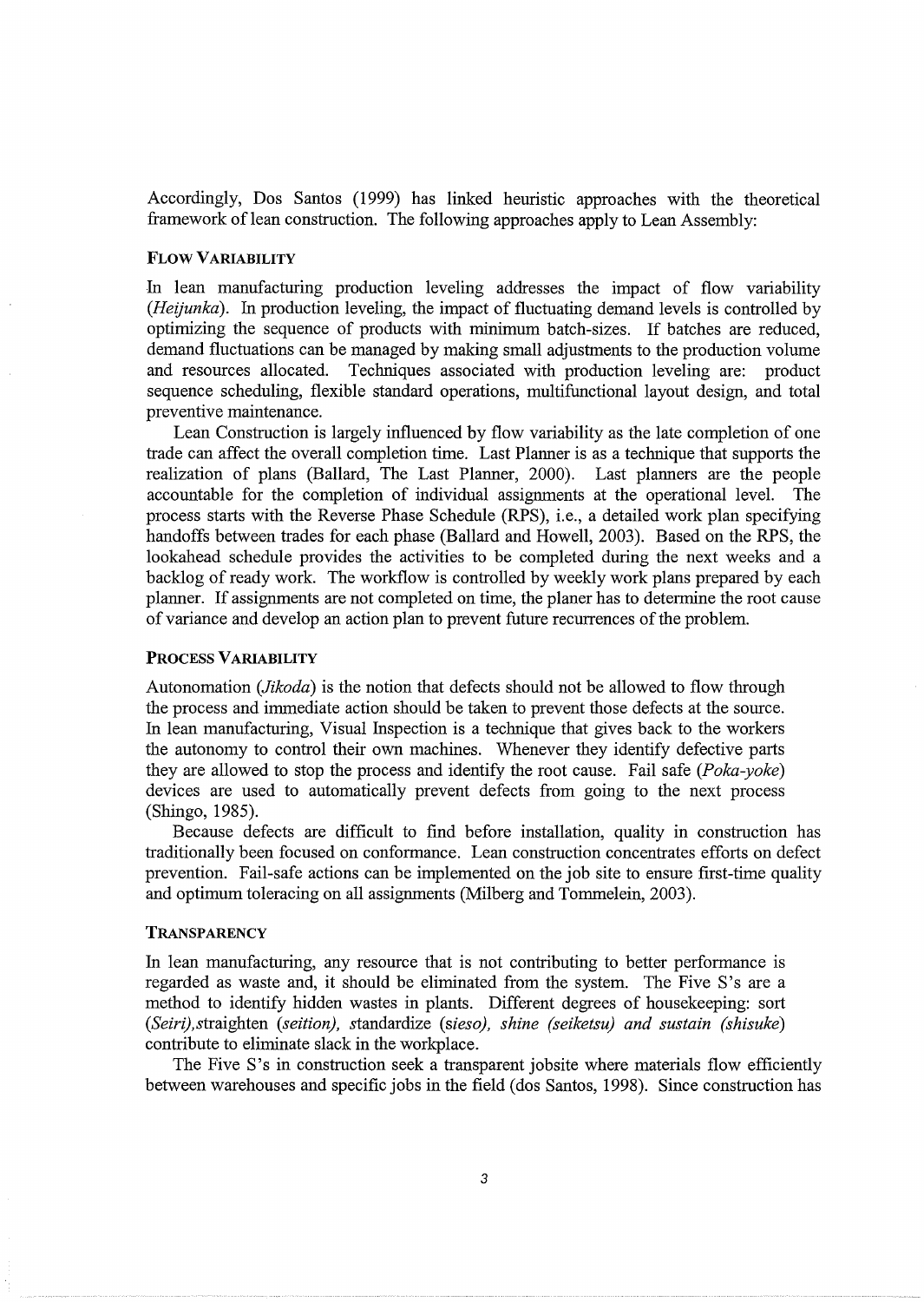Accordingly, Dos Santos (1999) has linked heuristic approaches with the theoretical framework of lean construction. The following approaches apply to Lean Assembly:

### FLOW VARIABILITY

In lean manufacturing production leveling addresses the impact of flow variability (*Heijunka*). In production leveling, the impact of fluctuating demand levels is controlled by optimizing the sequence of products with minimum batch-sizes. If batches are reduced, demand fluctuations can be managed by making small adjustments to the production volume and resources allocated. Techniques associated with production leveling are: product sequence scheduling, flexible standard operations, multifunctional layout design, and total preventive maintenance.

Lean Construction is largely influenced by flow variability as the late completion of one trade can affect the overall completion time. Last Planner is as a technique that supports the realization of plans (Ballard, The Last Planner, 2000). Last planners are the people accountable for the completion of individual assignments at the operational level. The process starts with the Reverse Phase Schedule (RPS), i.e., a detailed work plan specifying handoffs between trades for each phase (Ballard and Howell, 2003). Based on the RPS, the lookahead schedule provides the activities to be completed during the next weeks and a backlog of ready work. The workflow is controlled by weekly work plans prepared by each planner. If assignments are not completed on time, the planer has to determine the root cause of variance and develop an action plan to prevent future recurrences of the problem.

### PROCESS VARIABILITY

Autonomation (*Jikoda*) is the notion that defects should not be allowed to flow through the process and immediate action should be taken to prevent those defects at the source. In lean manufacturing, Visual Inspection is a technique that gives back to the workers the autonomy to control their own machines. Whenever they identify defective parts they are allowed to stop the process and identify the root cause. Fail safe (*Poka-yoke*) devices are used to automatically prevent defects from going to the next process (Shingo, 1985).

Because defects are difficult to find before installation, quality in construction has traditionally been focused on conformance. Lean construction concentrates efforts on defect prevention. Fail-safe actions can be implemented on the job site to ensure first-time quality and optimum toleracing on all assignments (Milberg and Tommelein, 2003).

### TRANSPARENCY

In lean manufacturing, any resource that is not contributing to better performance is regarded as waste and, it should be eliminated from the system. The Five S's are a method to identify hidden wastes in plants. Different degrees of housekeeping: sort (*Seiri*),straighten (*seition*), standardize (*sieso*), *shine (seiketsu) and sustain (shisuke)* contribute to eliminate slack in the workplace.

The Five S's in construction seek a transparent jobsite where materials flow efficiently between warehouses and specific jobs in the field (dos Santos, 1998). Since construction has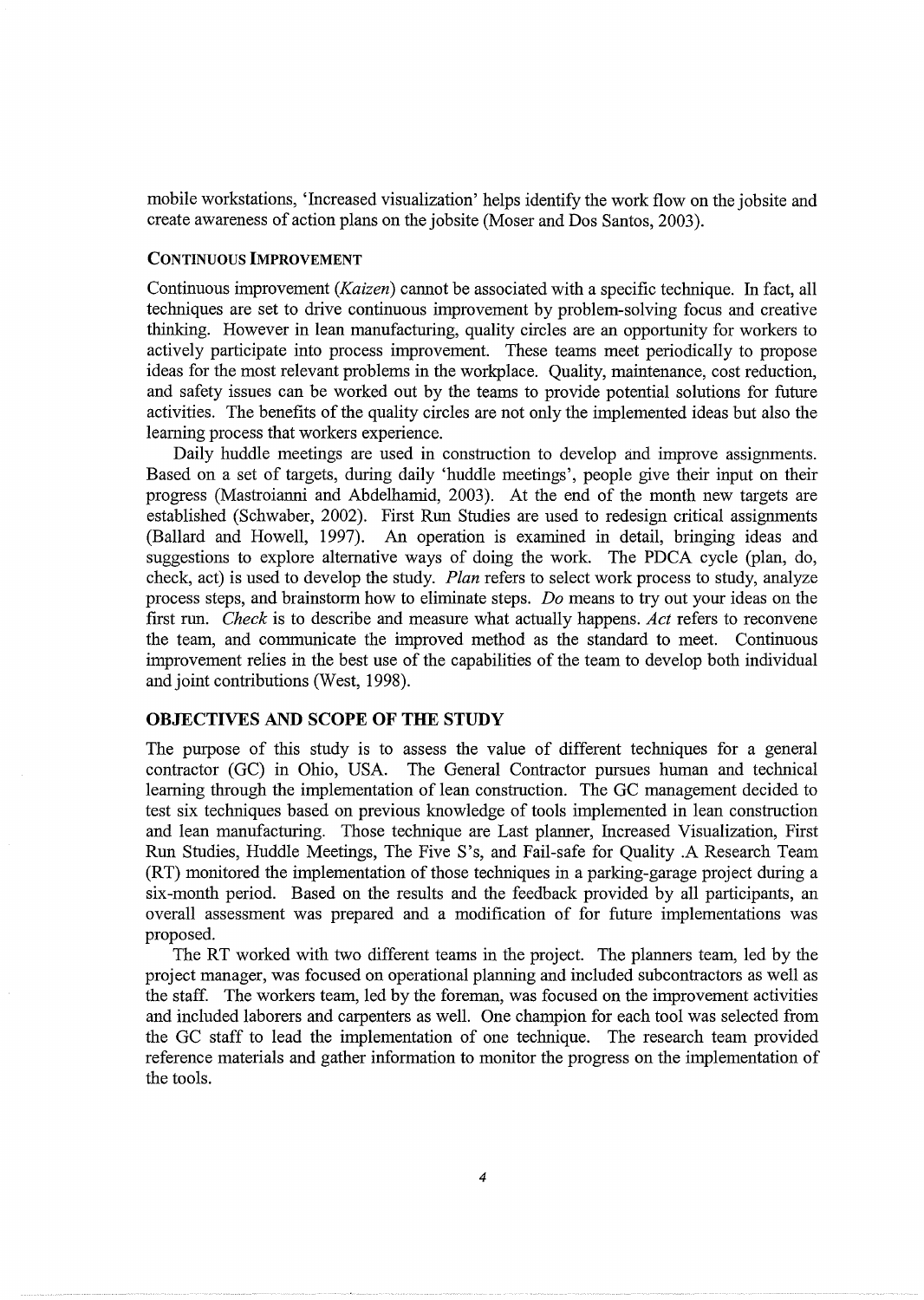mobile workstations, 'Increased visualization' helps identify the work flow on the jobsite and create awareness of action plans on the jobsite (Moser and Dos Santos, 2003).

### CONTINUOUS IMPROVEMENT

Continuous improvement (*Kaizen*) cannot be associated with a specific technique. In fact, all techniques are set to drive continuous improvement by problem-solving focus and creative thinking. However in lean manufacturing, quality circles are an opportunity for workers to actively participate into process improvement. These teams meet periodically to propose ideas for the most relevant problems in the workplace. Quality, maintenance, cost reduction, and safety issues can be worked out by the teams to provide potential solutions for future activities. The benefits of the quality circles are not only the implemented ideas but also the learning process that workers experience.

Daily huddle meetings are used in construction to develop and improve assignments. Based on a set of targets, during daily 'huddle meetings', people give their input on their progress (Mastroianni and Abdelhamid, 2003). At the end of the month new targets are established (Schwaber, 2002). First Run Studies are used to redesign critical assignments (Ballard and Howell, 1997). An operation is examined in detail, bringing ideas and suggestions to explore alternative ways of doing the work. The PDCA cycle (plan, do, check, act) is used to develop the study. *Plan* refers to select work process to study, analyze process steps, and brainstorm how to eliminate steps. *Do* means to try out your ideas on the first run. *Check* is to describe and measure what actually happens. *Act* refers to reconvene the team, and communicate the improved method as the standard to meet. Continuous improvement relies in the best use of the capabilities of the team to develop both individual and joint contributions (West, 1998).

## OBJECTIVES AND SCOPE OF THE STUDY

The purpose of this study is to assess the value of different techniques for a general contractor (GC) in Ohio, USA. The General Contractor pursues human and technical learning through the implementation of lean construction. The GC management decided to test six techniques based on previous knowledge of tools implemented in lean construction and lean manufacturing. Those technique are Last planner, Increased Visualization, First Run Studies, Huddle Meetings, The Five S's, and Fail-safe for Quality .A Research Team (RT) monitored the implementation of those techniques in a parking-garage project during a six-month period. Based on the results and the feedback provided by all participants, an overall assessment was prepared and a modification of for future implementations was proposed.

The RT worked with two different teams in the project. The planners team, led by the project manager, was focused on operational planning and included subcontractors as well as the staff. The workers team, led by the foreman, was focused on the improvement activities and included laborers and carpenters as well. One champion for each tool was selected from the GC staff to lead the implementation of one technique. The research team provided reference materials and gather information to monitor the progress on the implementation of the tools.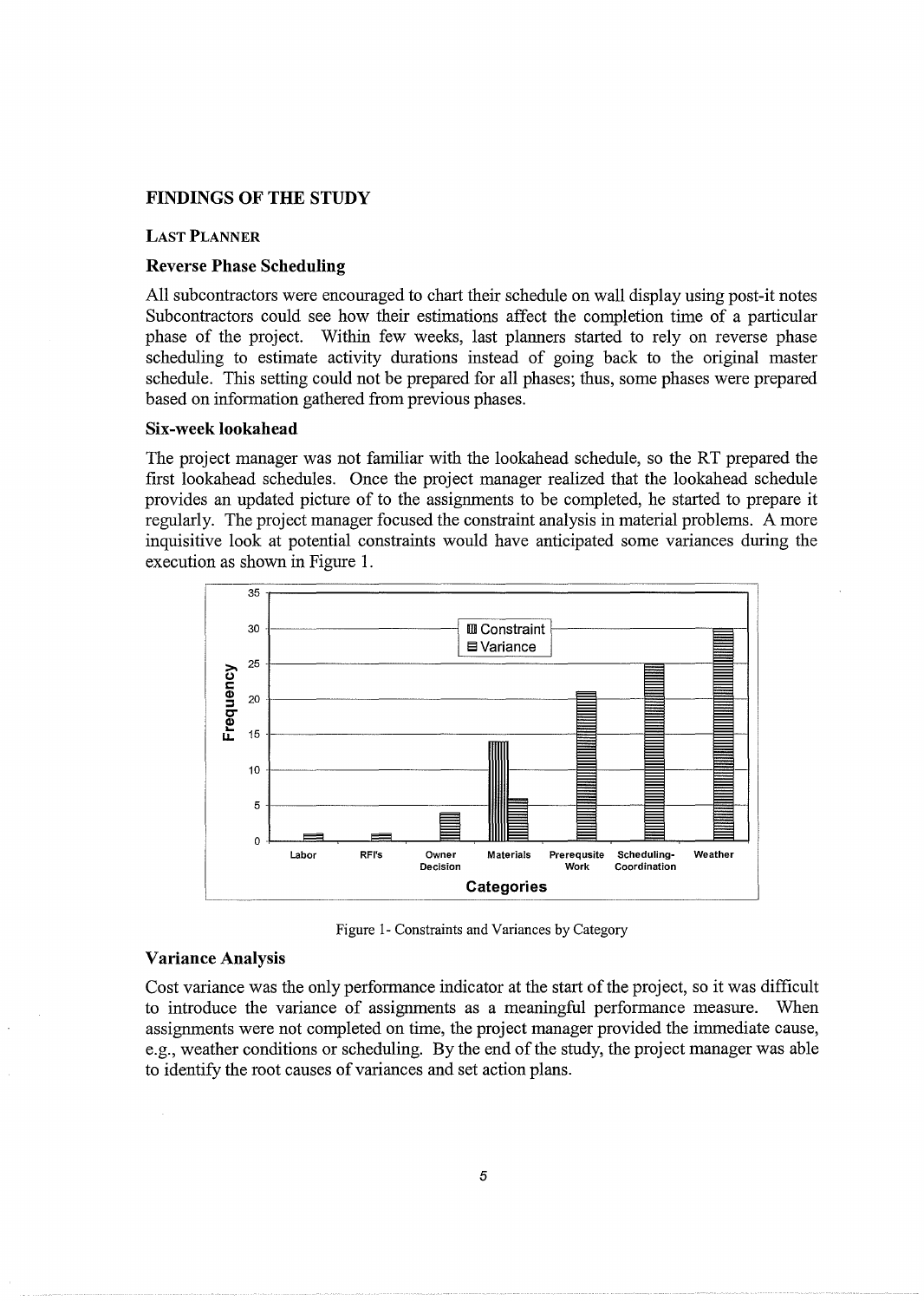## FINDINGS OF THE STUDY

### LAST PLANNER

#### Reverse Phase Scheduling

All subcontractors were encouraged to chart their schedule on wall display using post-it notes Subcontractors could see how their estimations affect the completion time of a particular phase of the project. Within few weeks, last planners started to rely on reverse phase scheduling to estimate activity durations instead of going back to the original master schedule. This setting could not be prepared for all phases; thus, some phases were prepared based on information gathered from previous phases.

#### Six-week lookahead

The project manager was not familiar with the lookahead schedule, so the RT prepared the first lookahead schedules. Once the project manager realized that the lookahead schedule provides an updated picture of to the assignments to be completed, he started to prepare it regularly. The project manager focused the constraint analysis in material problems. A more inquisitive look at potential constraints would have anticipated some variances during the execution as shown in Figure 1.

Figure 1- Constraints and Variances by Category

#### Variance Analysis

Cost variance was the only performance indicator at the start of the project, so it was difficult to introduce the variance of assignments as a meaningful performance measure. When assignments were not completed on time, the project manager provided the immediate cause, e.g., weather conditions or scheduling. By the end of the study, the project manager was able to identify the root causes of variances and set action plans.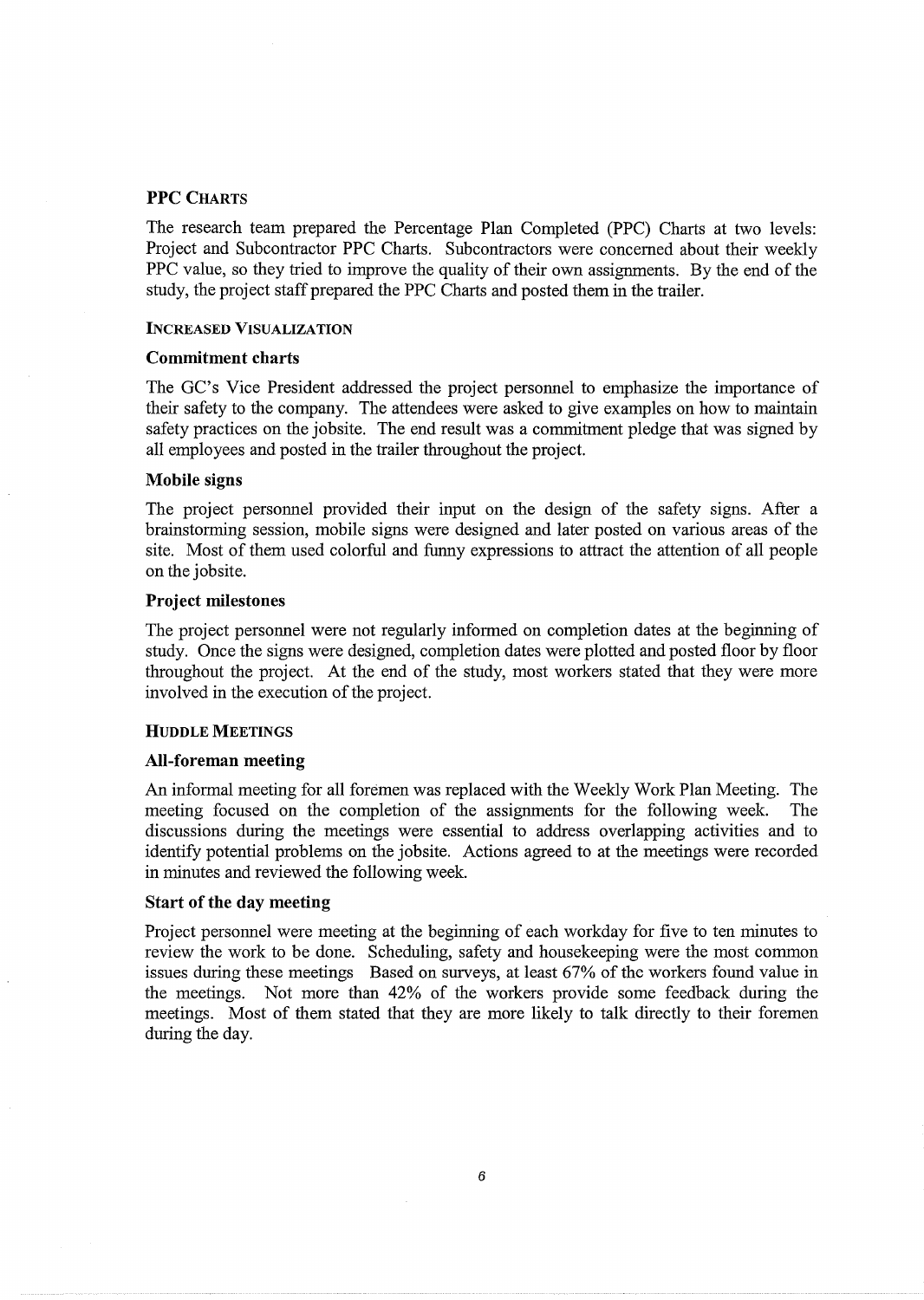### PPC CHARTS

The research team prepared the Percentage Plan Completed (PPC) Charts at two levels: Project and Subcontractor PPC Charts. Subcontractors were concerned about their weekly PPC value, so they tried to improve the quality of their own assignments. By the end of the study, the project staff prepared the PPC Charts and posted them in the trailer.

### INCREASED VISUALIZATION

#### Commitment charts

The GC's Vice President addressed the project personnel to emphasize the importance of their safety to the company. The attendees were asked to give examples on how to maintain safety practices on the jobsite. The end result was a commitment pledge that was signed by all employees and posted in the trailer throughout the project.

#### Mobile signs

The project personnel provided their input on the design of the safety signs. After a brainstorming session, mobile signs were designed and later posted on various areas of the site. Most of them used colorful and funny expressions to attract the attention of all people on the jobsite.

#### Project milestones

The project personnel were not regularly informed on completion dates at the beginning of study. Once the signs were designed, completion dates were plotted and posted floor by floor throughout the project. At the end of the study, most workers stated that they were more involved in the execution of the project.

### HUDDLE MEETINGS

#### All-foreman meeting

An informal meeting for all foremen was replaced with the Weekly Work Plan Meeting. The meeting focused on the completion of the assignments for the following week. The discussions during the meetings were essential to address overlapping activities and to identify potential problems on the jobsite. Actions agreed to at the meetings were recorded in minutes and reviewed the following week.

#### Start of the day meeting

Project personnel were meeting at the beginning of each workday for five to ten minutes to review the work to be done. Scheduling, safety and housekeeping were the most common issues during these meetings Based on surveys, at least 67% of the workers found value in the meetings. Not more than 42% of the workers provide some feedback during the meetings. Most of them stated that they are more likely to talk directly to their foremen during the day.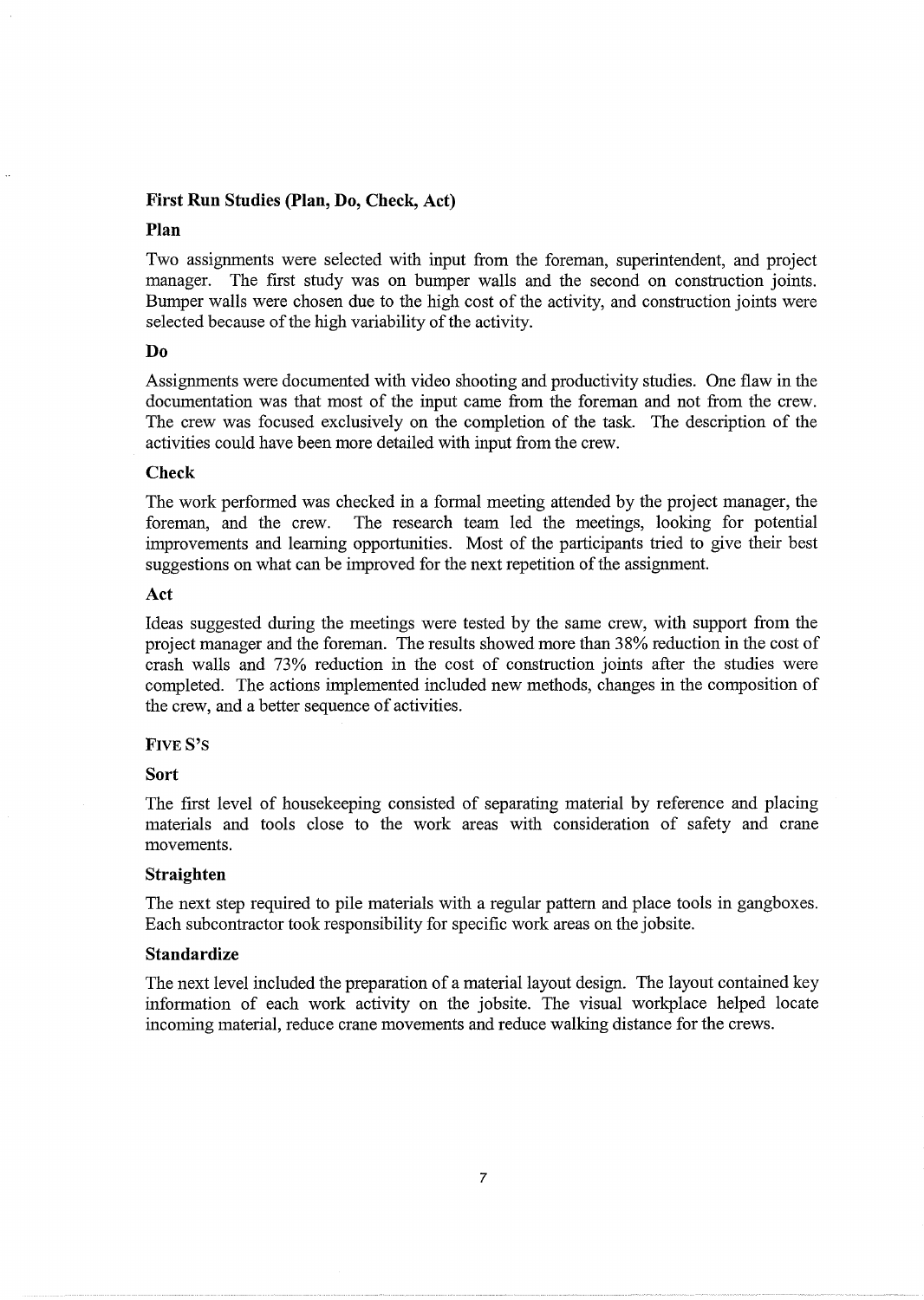### First Run Studies (Plan, Do, Check, Act)

#### Plan

Two assignments were selected with input from the foreman, superintendent, and project manager. The first study was on bumper walls and the second on construction joints. Bumper walls were chosen due to the high cost of the activity, and construction joints were selected because of the high variability of the activity.

#### Do

Assignments were documented with video shooting and productivity studies. One flaw in the documentation was that most of the input came from the foreman and not from the crew. The crew was focused exclusively on the completion of the task. The description of the activities could have been more detailed with input from the crew.

#### Check

The work performed was checked in a formal meeting attended by the project manager, the foreman, and the crew. The research team led the meetings, looking for potential improvements and learning opportunities. Most of the participants tried to give their best suggestions on what can be improved for the next repetition of the assignment.

#### Act

Ideas suggested during the meetings were tested by the same crew, with support from the project manager and the foreman. The results showed more than 38% reduction in the cost of crash walls and 73% reduction in the cost of construction joints after the studies were completed. The actions implemented included new methods, changes in the composition of the crew, and a better sequence of activities.

### FIVE S'S

#### Sort

The first level of housekeeping consisted of separating material by reference and placing materials and tools close to the work areas with consideration of safety and crane movements.

#### Straighten

The next step required to pile materials with a regular pattern and place tools in gangboxes. Each subcontractor took responsibility for specific work areas on the jobsite.

#### Standardize

The next level included the preparation of a material layout design. The layout contained key information of each work activity on the jobsite. The visual workplace helped locate incoming material, reduce crane movements and reduce walking distance for the crews.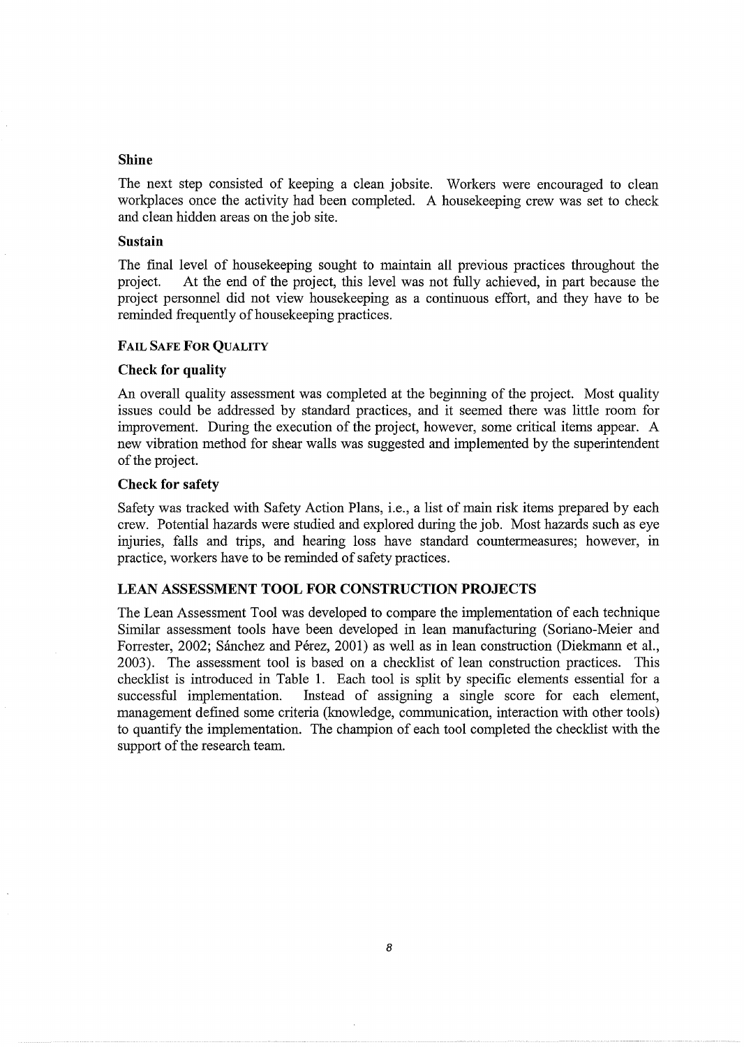### Shine

The next step consisted of keeping a clean jobsite. Workers were encouraged to clean workplaces once the activity had been completed. A housekeeping crew was set to check and clean hidden areas on the job site.

### Sustain

The final level of housekeeping sought to maintain all previous practices throughout the project. At the end of the project, this level was not fully achieved, in part because the project personnel did not view housekeeping as a continuous effort, and they have to be reminded frequently of housekeeping practices.

## FAIL SAFE FOR QUALITY

### Check for quality

An overall quality assessment was completed at the beginning of the project. Most quality issues could be addressed by standard practices, and it seemed there was little room for improvement. During the execution of the project, however, some critical items appear. A new vibration method for shear walls was suggested and implemented by the superintendent of the project.

### Check for safety

Safety was tracked with Safety Action Plans, i.e., a list of main risk items prepared by each crew. Potential hazards were studied and explored during the job. Most hazards such as eye injuries, falls and trips, and hearing loss have standard countermeasures; however, in practice, workers have to be reminded of safety practices.

## LEAN ASSESSMENT TOOL FOR CONSTRUCTION PROJECTS

The Lean Assessment Tool was developed to compare the implementation of each technique Similar assessment tools have been developed in lean manufacturing (Soriano-Meier and Forrester, 2002; Sánchez and Pérez, 2001) as well as in lean construction (Diekmann et al., 2003). The assessment tool is based on a checklist of lean construction practices. This checklist is introduced in Table 1. Each tool is split by specific elements essential for a successful implementation. Instead of assigning a single score for each element, management defined some criteria (knowledge, communication, interaction with other tools) to quantify the implementation. The champion of each tool completed the checklist with the support of the research team.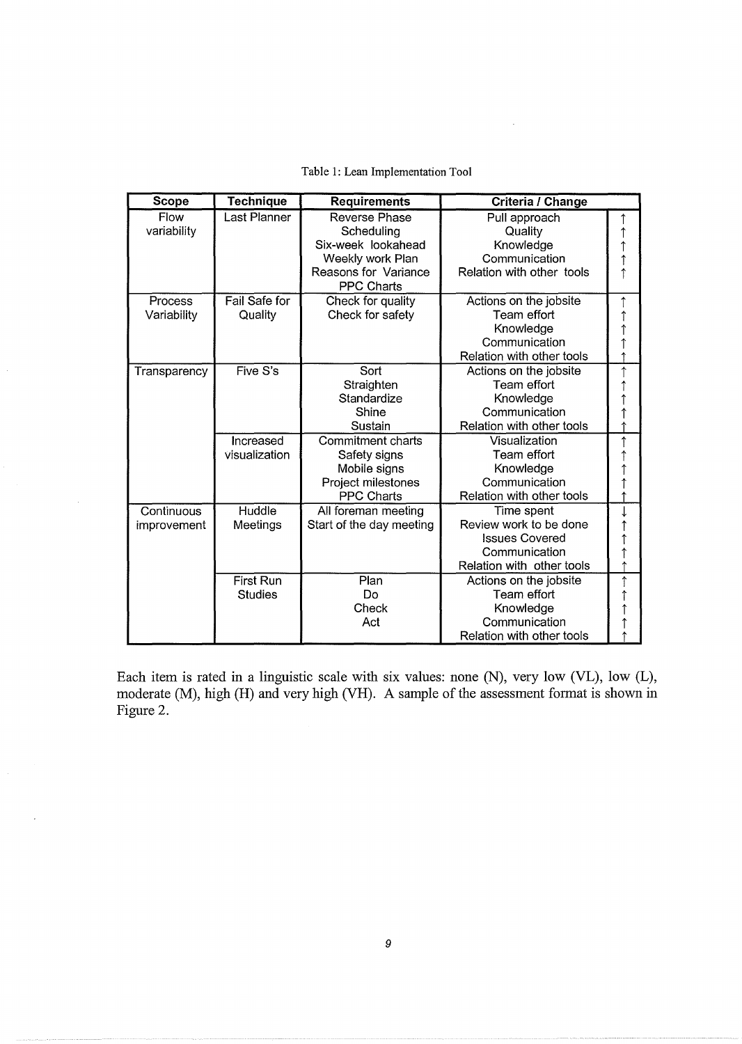Table 1: Lean Implementation Tool

| Scope | Technique | Requirements | Criteria / Change | |
|---|---|---|---|---|
| Flow variability | Last Planner | Reverse Phase Scheduling<br>Six-week lookahead<br>Weekly work Plan<br>Reasons for Variance<br>PPC Charts | Pull approach<br>Quality<br>Knowledge<br>Communication<br>Relation with other tools | ↑<br>↑<br>↑<br>↑<br>↑ |
| Process Variability | Fail Safe for Quality | Check for quality<br>Check for safety | Actions on the jobsite<br>Team effort<br>Knowledge<br>Communication<br>Relation with other tools | ↑<br>↑<br>↑<br>↑<br>↑ |
| Transparency | Five S's | Sort<br>Straighten<br>Standardize<br>Shine<br>Sustain | Actions on the jobsite<br>Team effort<br>Knowledge<br>Communication<br>Relation with other tools | ↑<br>↑<br>↑<br>↑<br>↑ |
| | Increased visualization | Commitment charts<br>Safety signs<br>Mobile signs<br>Project milestones<br>PPC Charts | Visualization<br>Team effort<br>Knowledge<br>Communication<br>Relation with other tools | ↑<br>↑<br>↑<br>↑<br>↑ |
| Continuous improvement | Huddle Meetings | All foreman meeting<br>Start of the day meeting | Time spent<br>Review work to be done<br>Issues Covered<br>Communication<br>Relation with other tools | ↓<br>↑<br>↑<br>↑<br>↑ |
| | First Run Studies | Plan<br>Do<br>Check<br>Act | Actions on the jobsite<br>Team effort<br>Knowledge<br>Communication<br>Relation with other tools | ↑<br>↑<br>↑<br>↑<br>↑ |

Each item is rated in a linguistic scale with six values: none (N), very low (VL), low (L), moderate (M), high (H) and very high (VH). A sample of the assessment format is shown in Figure 2.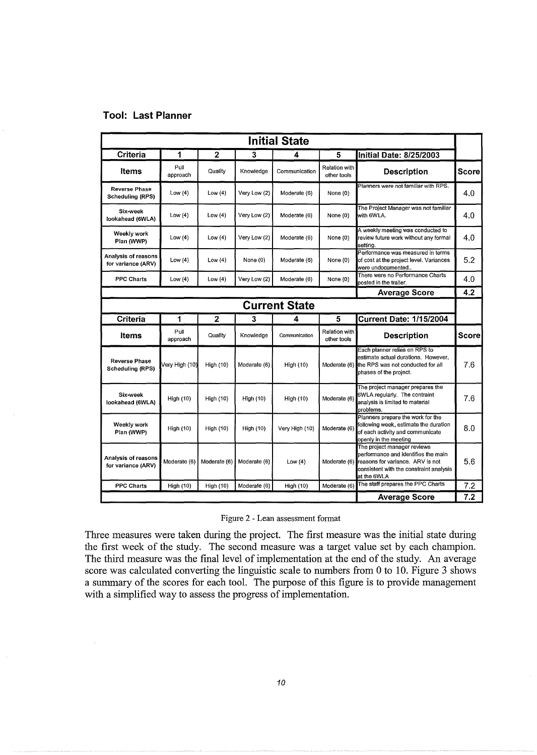**Tool: Last Planner**

| Initial State | | | | | | | |
|---|---|---|---|---|---|---|---|
| **Criteria** | **1** | **2** | **3** | **4** | **5** | **Initial Date: 8/25/2003** | |
| **Items** | Pull approach | Quality | Knowledge | Communication | Relation with other tools | **Description** | **Score** |
| **Reverse Phase Scheduling (RPS)** | Low (4) | Low (4) | Very Low (2) | Moderate (6) | None (0) | Planners were not familiar with RPS. | 4.0 |
| **Six-week lookahead (6WLA)** | Low (4) | Low (4) | Very Low (2) | Moderate (6) | None (0) | The Project Manager was not familiar with 6WLA. | 4.0 |
| **Weekly work Plan (WWP)** | Low (4) | Low (4) | Very Low (2) | Moderate (6) | None (0) | A weekly meeting was conducted to review future work without any formal setting. | 4.0 |
| **Analysis of reasons for variance (ARV)** | Low (4) | Low (4) | None (0) | Moderate (6) | None (0) | Performance was measured in terms of cost at the project level. Variances were undocumented.. | 5.2 |
| **PPC Charts** | Low (4) | Low (4) | Very Low (2) | Moderate (6) | None (0) | There were no Performance Charts posted in the trailer. | 4.0 |
| | | | | | | **Average Score** | **4.2** |

| Current State | | | | | | | |
|---|---|---|---|---|---|---|---|
| **Criteria** | **1** | **2** | **3** | **4** | **5** | **Current Date: 1/15/2004** | |
| **Items** | Pull approach | Quality | Knowledge | Communication | Relation with other tools | **Description** | **Score** |
| **Reverse Phase Scheduling (RPS)** | Very High (10) | High (10) | Moderate (6) | High (10) | Moderate (6) | Each planner relies on RPS to estimate actual durations. However, the RPS was not conducted for all phases of the project. | 7.6 |
| **Six-week lookahead (6WLA)** | High (10) | High (10) | High (10) | High (10) | Moderate (6) | The project manager prepares the 6WLA regularly. The contraint analysis is limited to material problems. | 7.6 |
| **Weekly work Plan (WWP)** | High (10) | High (10) | High (10) | Very High (10) | Moderate (6) | Planners prepare the work for the following week, estimate the duration of each activity and communicate openly in the meeting | 8.0 |
| **Analysis of reasons for variance (ARV)** | Moderate (6) | Moderate (6) | Moderate (6) | Low (4) | Moderate (6) | The project manager reviews performance and identifies the main reasons for variance. ARV is not consistent with the constraint analysis at the 6WLA | 5.6 |
| **PPC Charts** | High (10) | High (10) | Moderate (6) | High (10) | Moderate (6) | The staff prepares the PPC Charts | 7.2 |
| | | | | | | **Average Score** | **7.2** |

Figure 2 - Lean assessment format

Three measures were taken during the project. The first measure was the initial state during the first week of the study. The second measure was a target value set by each champion. The third measure was the final level of implementation at the end of the study. An average score was calculated converting the linguistic scale to numbers from 0 to 10. Figure 3 shows a summary of the scores for each tool. The purpose of this figure is to provide management with a simplified way to assess the progress of implementation.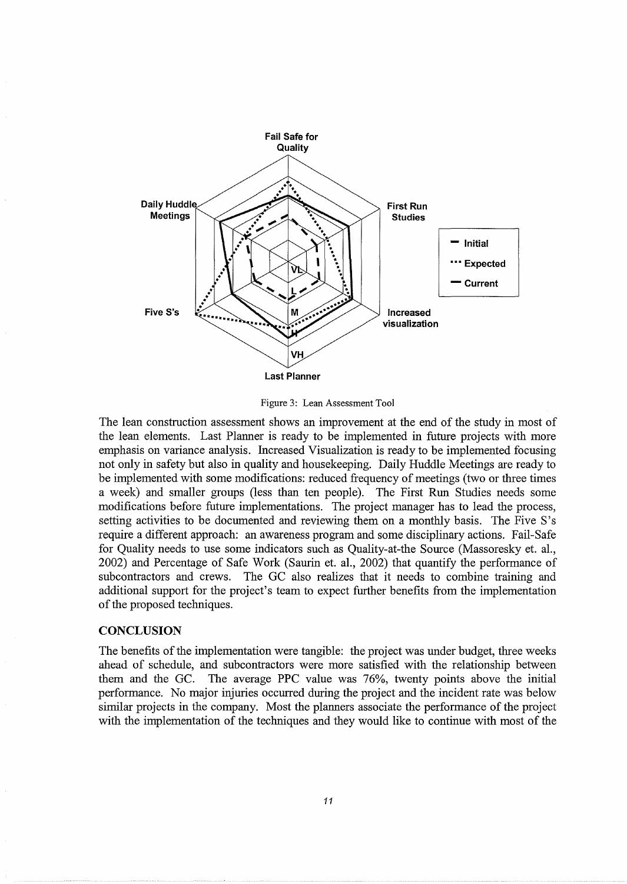Figure 3: Lean Assessment Tool

The lean construction assessment shows an improvement at the end of the study in most of the lean elements. Last Planner is ready to be implemented in future projects with more emphasis on variance analysis. Increased Visualization is ready to be implemented focusing not only in safety but also in quality and housekeeping. Daily Huddle Meetings are ready to be implemented with some modifications: reduced frequency of meetings (two or three times a week) and smaller groups (less than ten people). The First Run Studies needs some modifications before future implementations. The project manager has to lead the process, setting activities to be documented and reviewing them on a monthly basis. The Five S's require a different approach: an awareness program and some disciplinary actions. Fail-Safe for Quality needs to use some indicators such as Quality-at-the Source (Massoresky et. al., 2002) and Percentage of Safe Work (Saurin et. al., 2002) that quantify the performance of subcontractors and crews. The GC also realizes that it needs to combine training and additional support for the project's team to expect further benefits from the implementation of the proposed techniques.

## CONCLUSION

The benefits of the implementation were tangible: the project was under budget, three weeks ahead of schedule, and subcontractors were more satisfied with the relationship between them and the GC. The average PPC value was 76%, twenty points above the initial performance. No major injuries occurred during the project and the incident rate was below similar projects in the company. Most the planners associate the performance of the project with the implementation of the techniques and they would like to continue with most of the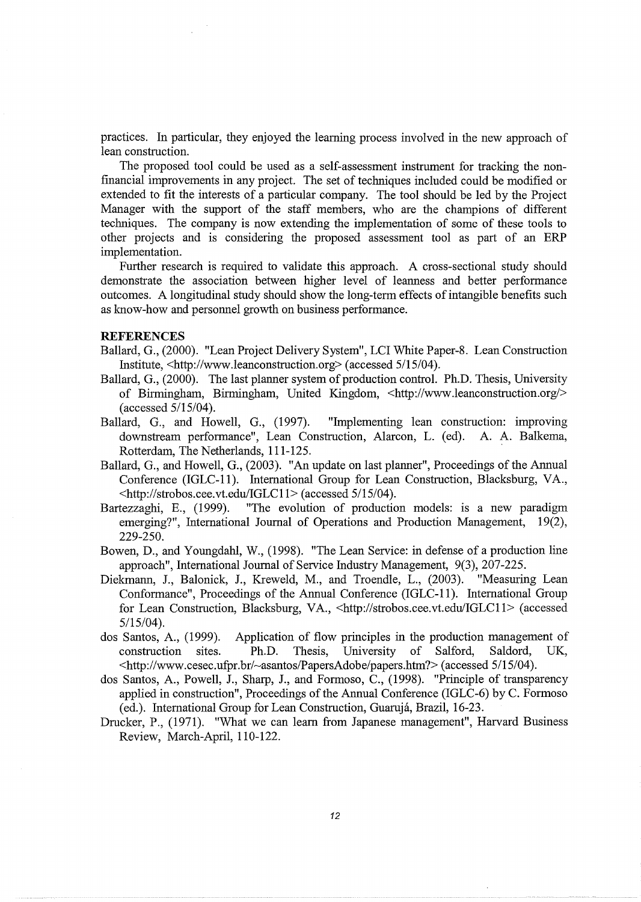practices. In particular, they enjoyed the learning process involved in the new approach of lean construction.

The proposed tool could be used as a self-assessment instrument for tracking the non-financial improvements in any project. The set of techniques included could be modified or extended to fit the interests of a particular company. The tool should be led by the Project Manager with the support of the staff members, who are the champions of different techniques. The company is now extending the implementation of some of these tools to other projects and is considering the proposed assessment tool as part of an ERP implementation.

Further research is required to validate this approach. A cross-sectional study should demonstrate the association between higher level of leanness and better performance outcomes. A longitudinal study should show the long-term effects of intangible benefits such as know-how and personnel growth on business performance.

## REFERENCES

Ballard, G., (2000). "Lean Project Delivery System", LCI White Paper-8. Lean Construction Institute, <http://www.leanconstruction.org> (accessed 5/15/04).

Ballard, G., (2000). The last planner system of production control. Ph.D. Thesis, University of Birmingham, Birmingham, United Kingdom, <http://www.leanconstruction.org/> (accessed 5/15/04).

Ballard, G., and Howell, G., (1997). "Implementing lean construction: improving downstream performance", Lean Construction, Alarcon, L. (ed). A. A. Balkema, Rotterdam, The Netherlands, 111-125.

Ballard, G., and Howell, G., (2003). "An update on last planner", Proceedings of the Annual Conference (IGLC-11). International Group for Lean Construction, Blacksburg, VA., <http://strobos.cee.vt.edu/IGLC11> (accessed 5/15/04).

Bartezzaghi, E., (1999). "The evolution of production models: is a new paradigm emerging?", International Journal of Operations and Production Management, 19(2), 229-250.

Bowen, D., and Youngdahl, W., (1998). "The Lean Service: in defense of a production line approach", International Journal of Service Industry Management, 9(3), 207-225.

Diekmann, J., Balonick, J., Kreweld, M., and Troendle, L., (2003). "Measuring Lean Conformance", Proceedings of the Annual Conference (IGLC-11). International Group for Lean Construction, Blacksburg, VA., <http://strobos.cee.vt.edu/IGLC11> (accessed 5/15/04).

dos Santos, A., (1999). Application of flow principles in the production management of construction sites. Ph.D. Thesis, University of Salford, Saldord, UK, <http://www.cesec.ufpr.br/~asantos/PapersAdobe/papers.htm?> (accessed 5/15/04).

dos Santos, A., Powell, J., Sharp, J., and Formoso, C., (1998). "Principle of transparency applied in construction", Proceedings of the Annual Conference (IGLC-6) by C. Formoso (ed.). International Group for Lean Construction, Guarujá, Brazil, 16-23.

Drucker, P., (1971). "What we can learn from Japanese management", Harvard Business Review, March-April, 110-122.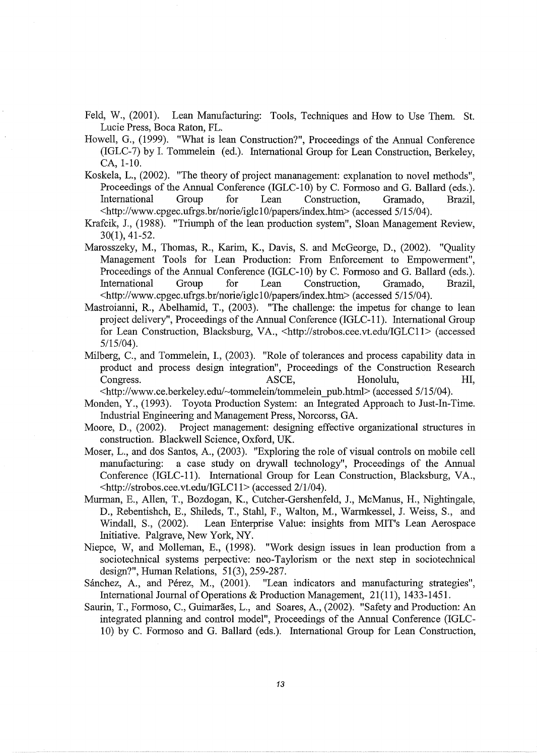Feld, W., (2001). Lean Manufacturing: Tools, Techniques and How to Use Them. St. Lucie Press, Boca Raton, FL.

Howell, G., (1999). "What is lean Construction?", Proceedings of the Annual Conference (IGLC-7) by I. Tommelein (ed.). International Group for Lean Construction, Berkeley, CA, 1-10.

Koskela, L., (2002). "The theory of project mananagement: explanation to novel methods", Proceedings of the Annual Conference (IGLC-10) by C. Formoso and G. Ballard (eds.). International Group for Lean Construction, Gramado, Brazil, <http://www.cpgec.ufrgs.br/norie/iglc10/papers/index.htm> (accessed 5/15/04).

Krafcik, J., (1988). "Triumph of the lean production system", Sloan Management Review, 30(1), 41-52.

Marosszeky, M., Thomas, R., Karim, K., Davis, S. and McGeorge, D., (2002). "Quality Management Tools for Lean Production: From Enforcement to Empowerment", Proceedings of the Annual Conference (IGLC-10) by C. Formoso and G. Ballard (eds.). International Group for Lean Construction, Gramado, Brazil, <http://www.cpgec.ufrgs.br/norie/iglc10/papers/index.htm> (accessed 5/15/04).

Mastroianni, R., Abelhamid, T., (2003). "The challenge: the impetus for change to lean project delivery", Proceedings of the Annual Conference (IGLC-11). International Group for Lean Construction, Blacksburg, VA., <http://strobos.cee.vt.edu/IGLC11> (accessed 5/15/04).

Milberg, C., and Tommelein, I., (2003). "Role of tolerances and process capability data in product and process design integration", Proceedings of the Construction Research Congress. ASCE, Honolulu, HI, <http://www.ce.berkeley.edu/~tommelein/tommelein_pub.html> (accessed 5/15/04).

Monden, Y., (1993). Toyota Production System: an Integrated Approach to Just-In-Time. Industrial Engineering and Management Press, Norcorss, GA.

Moore, D., (2002). Project management: designing effective organizational structures in construction. Blackwell Science, Oxford, UK.

Moser, L., and dos Santos, A., (2003). "Exploring the role of visual controls on mobile cell manufacturing: a case study on drywall technology", Proceedings of the Annual Conference (IGLC-11). International Group for Lean Construction, Blacksburg, VA., <http://strobos.cee.vt.edu/IGLC11> (accessed 2/1/04).

Murman, E., Allen, T., Bozdogan, K., Cutcher-Gershenfeld, J., McManus, H., Nightingale, D., Rebentishch, E., Shileds, T., Stahl, F., Walton, M., Warmkessel, J. Weiss, S., and Windall, S., (2002). Lean Enterprise Value: insights from MIT's Lean Aerospace Initiative. Palgrave, New York, NY.

Niepce, W, and Molleman, E., (1998). "Work design issues in lean production from a sociotechnical systems perpective: neo-Taylorism or the next step in sociotechnical design?", Human Relations, 51(3), 259-287.

Sánchez, A., and Pérez, M., (2001). "Lean indicators and manufacturing strategies", International Journal of Operations & Production Management, 21(11), 1433-1451.

Saurin, T., Formoso, C., Guimarães, L., and Soares, A., (2002). "Safety and Production: An integrated planning and control model", Proceedings of the Annual Conference (IGLC-10) by C. Formoso and G. Ballard (eds.). International Group for Lean Construction,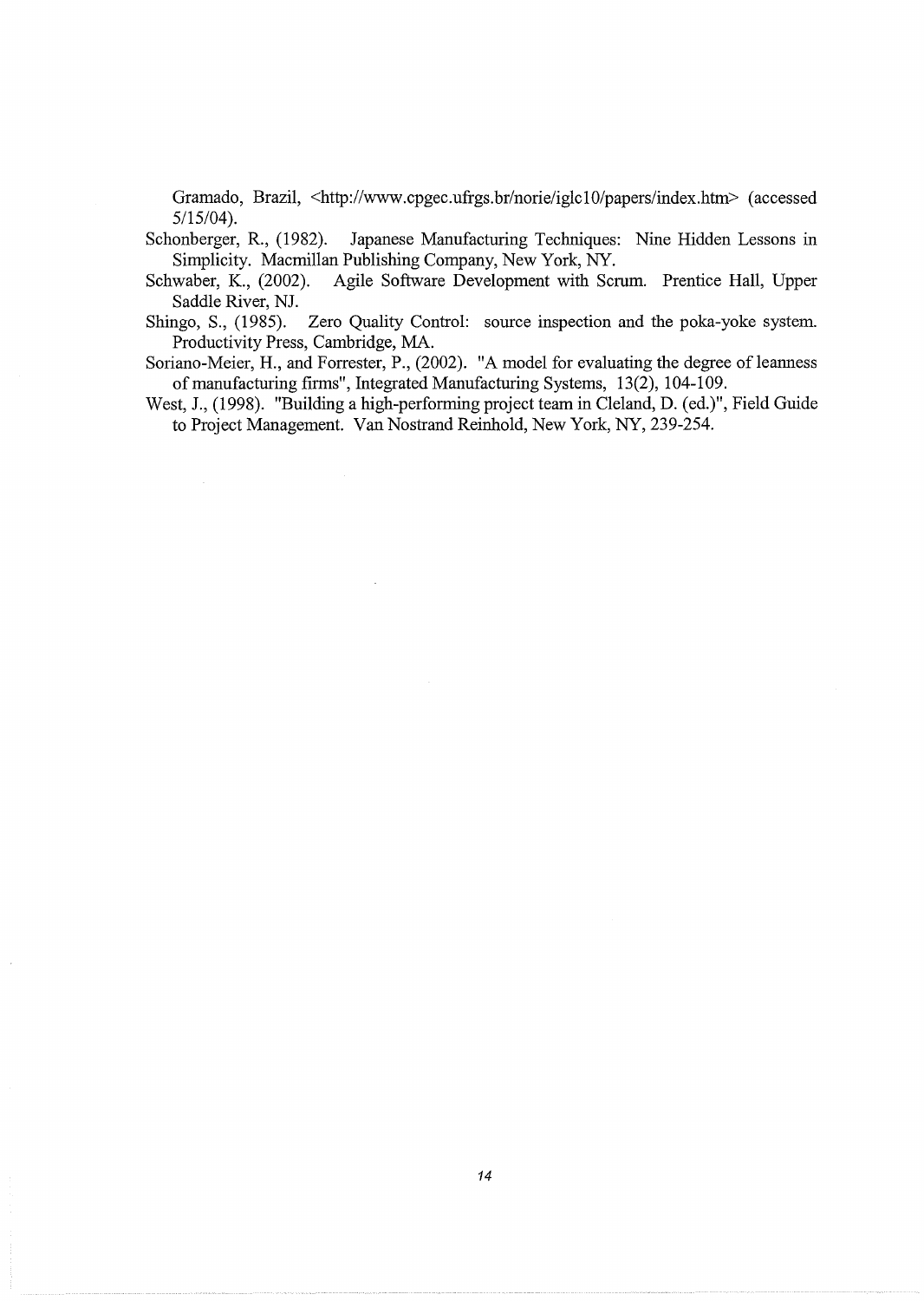Gramado, Brazil, <http://www.cpgec.ufrgs.br/norie/iglc10/papers/index.htm> (accessed 5/15/04).

Schonberger, R., (1982). Japanese Manufacturing Techniques: Nine Hidden Lessons in Simplicity. Macmillan Publishing Company, New York, NY.

Schwaber, K., (2002). Agile Software Development with Scrum. Prentice Hall, Upper Saddle River, NJ.

Shingo, S., (1985). Zero Quality Control: source inspection and the poka-yoke system. Productivity Press, Cambridge, MA.

Soriano-Meier, H., and Forrester, P., (2002). "A model for evaluating the degree of leanness of manufacturing firms", Integrated Manufacturing Systems, 13(2), 104-109.

West, J., (1998). "Building a high-performing project team in Cleland, D. (ed.)", Field Guide to Project Management. Van Nostrand Reinhold, New York, NY, 239-254.